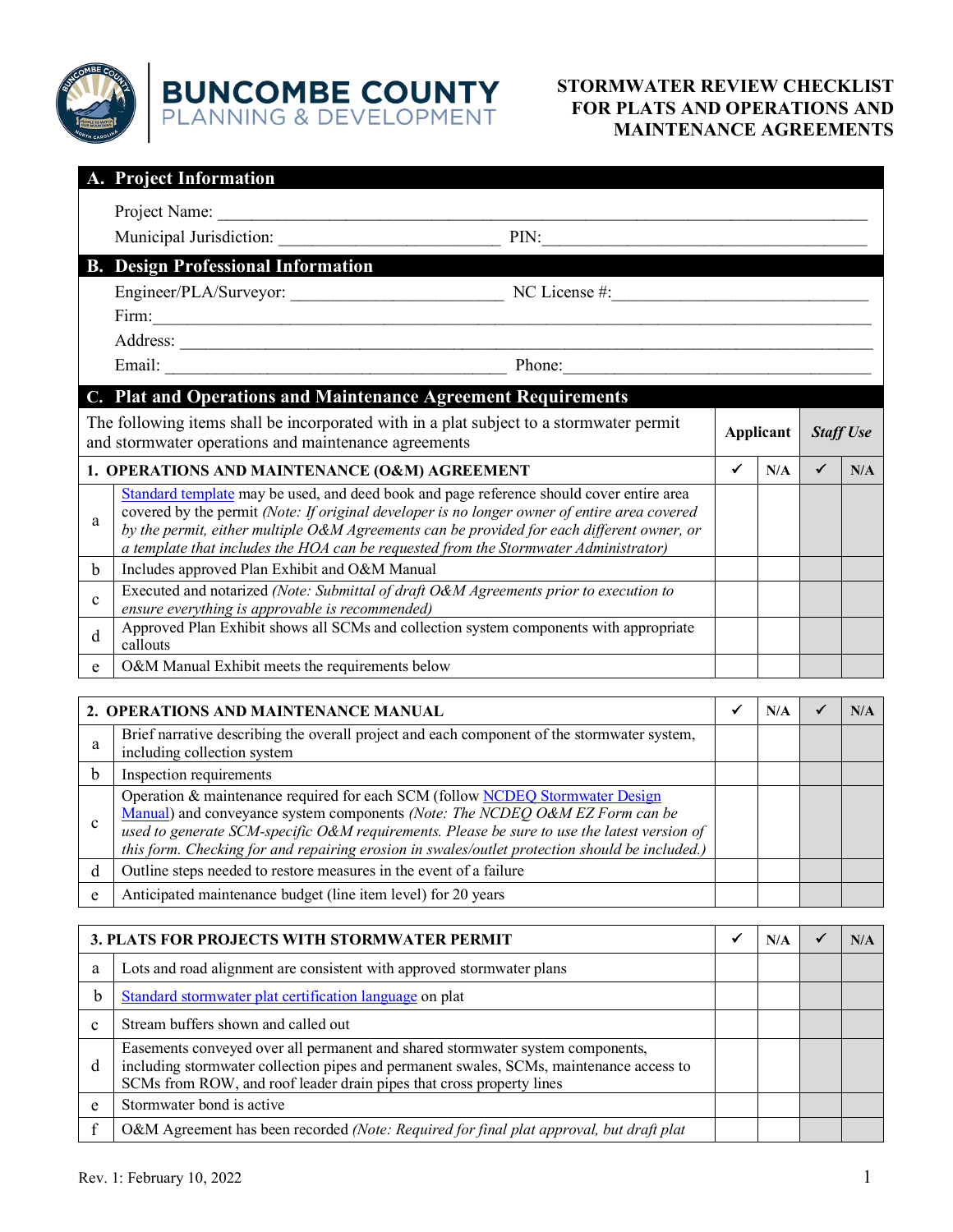**BUNCOMBE COUNTY**
PLANNING & DEVELOPMENT

# STORMWATER REVIEW CHECKLIST FOR PLATS AND OPERATIONS AND MAINTENANCE AGREEMENTS

## A. Project Information

Project Name: ______________________________________________

Municipal Jurisdiction: ______________________ PIN: ______________________

## B. Design Professional Information

Engineer/PLA/Surveyor: ______________________ NC License #: ______________________

Firm: ______________________________________________

Address: ______________________________________________

Email: ______________________ Phone: ______________________

## C. Plat and Operations and Maintenance Agreement Requirements

| The following items shall be incorporated with in a plat subject to a stormwater permit and stormwater operations and maintenance agreements | | Applicant | | *Staff Use* | |
|---|---|---|---|---|---|
| **1. OPERATIONS AND MAINTENANCE (O&M) AGREEMENT** | | ✔ | N/A | ✔ | N/A |
| a | Standard template may be used, and deed book and page reference should cover entire area covered by the permit *(Note: If original developer is no longer owner of entire area covered by the permit, either multiple O&M Agreements can be provided for each different owner, or a template that includes the HOA can be requested from the Stormwater Administrator)* | | | | |
| b | Includes approved Plan Exhibit and O&M Manual | | | | |
| c | Executed and notarized *(Note: Submittal of draft O&M Agreements prior to execution to ensure everything is approvable is recommended)* | | | | |
| d | Approved Plan Exhibit shows all SCMs and collection system components with appropriate callouts | | | | |
| e | O&M Manual Exhibit meets the requirements below | | | | |

| **2. OPERATIONS AND MAINTENANCE MANUAL** | | ✔ | N/A | ✔ | N/A |
|---|---|---|---|---|---|
| a | Brief narrative describing the overall project and each component of the stormwater system, including collection system | | | | |
| b | Inspection requirements | | | | |
| c | Operation & maintenance required for each SCM (follow NCDEQ Stormwater Design Manual) and conveyance system components *(Note: The NCDEQ O&M EZ Form can be used to generate SCM-specific O&M requirements. Please be sure to use the latest version of this form. Checking for and repairing erosion in swales/outlet protection should be included.)* | | | | |
| d | Outline steps needed to restore measures in the event of a failure | | | | |
| e | Anticipated maintenance budget (line item level) for 20 years | | | | |

| **3. PLATS FOR PROJECTS WITH STORMWATER PERMIT** | | ✔ | N/A | ✔ | N/A |
|---|---|---|---|---|---|
| a | Lots and road alignment are consistent with approved stormwater plans | | | | |
| b | Standard stormwater plat certification language on plat | | | | |
| c | Stream buffers shown and called out | | | | |
| d | Easements conveyed over all permanent and shared stormwater system components, including stormwater collection pipes and permanent swales, SCMs, maintenance access to SCMs from ROW, and roof leader drain pipes that cross property lines | | | | |
| e | Stormwater bond is active | | | | |
| f | O&M Agreement has been recorded *(Note: Required for final plat approval, but draft plat* | | | | |

Rev. 1: February 10, 2022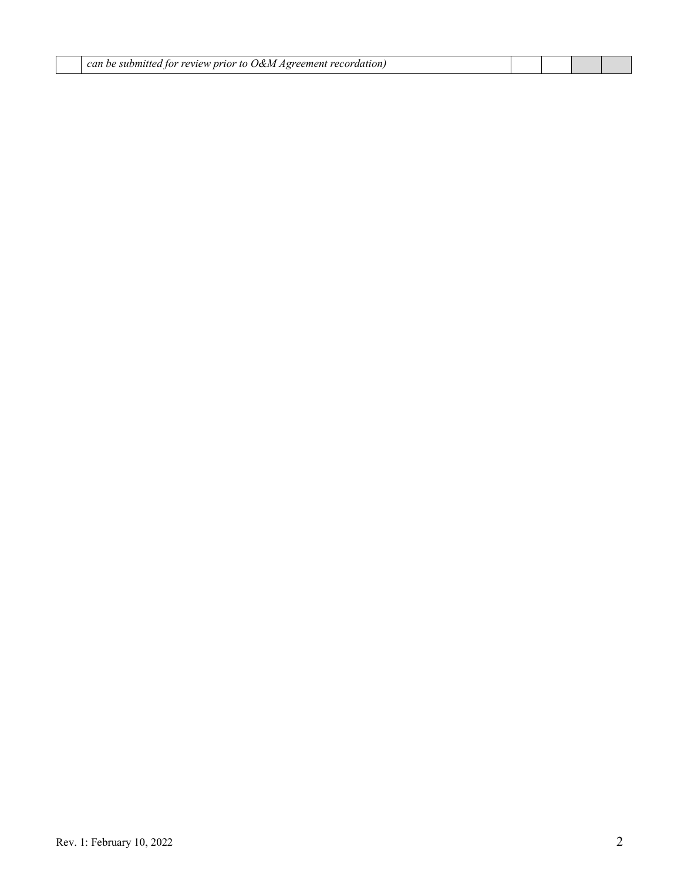| | | | | | |
|---|---|---|---|---|---|
| | *can be submitted for review prior to O&M Agreement recordation)* | | | | |